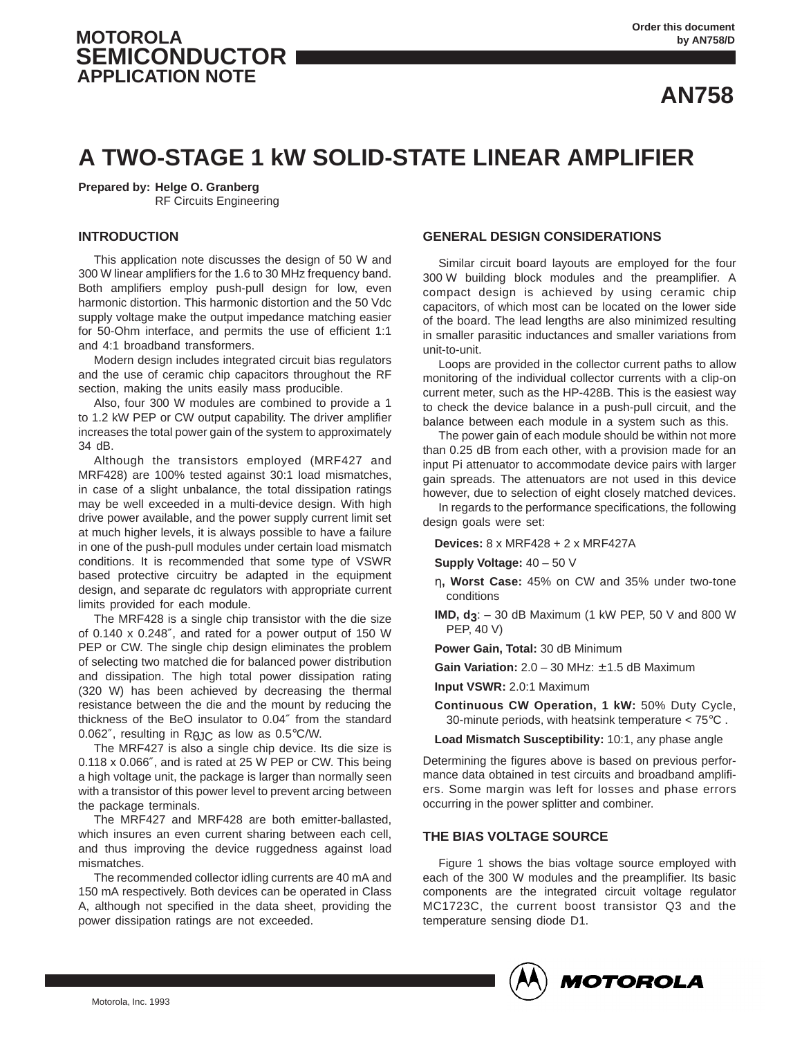MOTOROLA
SEMICONDUCTOR
APPLICATION NOTE

Order this document by AN758/D

# AN758

# A TWO-STAGE 1 kW SOLID-STATE LINEAR AMPLIFIER

**Prepared by: Helge O. Granberg**
RF Circuits Engineering

## INTRODUCTION

This application note discusses the design of 50 W and 300 W linear amplifiers for the 1.6 to 30 MHz frequency band. Both amplifiers employ push-pull design for low, even harmonic distortion. This harmonic distortion and the 50 Vdc supply voltage make the output impedance matching easier for 50-Ohm interface, and permits the use of efficient 1:1 and 4:1 broadband transformers.

Modern design includes integrated circuit bias regulators and the use of ceramic chip capacitors throughout the RF section, making the units easily mass producible.

Also, four 300 W modules are combined to provide a 1 to 1.2 kW PEP or CW output capability. The driver amplifier increases the total power gain of the system to approximately 34 dB.

Although the transistors employed (MRF427 and MRF428) are 100% tested against 30:1 load mismatches, in case of a slight unbalance, the total dissipation ratings may be well exceeded in a multi-device design. With high drive power available, and the power supply current limit set at much higher levels, it is always possible to have a failure in one of the push-pull modules under certain load mismatch conditions. It is recommended that some type of VSWR based protective circuitry be adapted in the equipment design, and separate dc regulators with appropriate current limits provided for each module.

The MRF428 is a single chip transistor with the die size of 0.140 x 0.248″, and rated for a power output of 150 W PEP or CW. The single chip design eliminates the problem of selecting two matched die for balanced power distribution and dissipation. The high total power dissipation rating (320 W) has been achieved by decreasing the thermal resistance between the die and the mount by reducing the thickness of the BeO insulator to 0.04″ from the standard 0.062″, resulting in $R_{\theta JC}$ as low as 0.5°C/W.

The MRF427 is also a single chip device. Its die size is 0.118 x 0.066″, and is rated at 25 W PEP or CW. This being a high voltage unit, the package is larger than normally seen with a transistor of this power level to prevent arcing between the package terminals.

The MRF427 and MRF428 are both emitter-ballasted, which insures an even current sharing between each cell, and thus improving the device ruggedness against load mismatches.

The recommended collector idling currents are 40 mA and 150 mA respectively. Both devices can be operated in Class A, although not specified in the data sheet, providing the power dissipation ratings are not exceeded.

## GENERAL DESIGN CONSIDERATIONS

Similar circuit board layouts are employed for the four 300 W building block modules and the preamplifier. A compact design is achieved by using ceramic chip capacitors, of which most can be located on the lower side of the board. The lead lengths are also minimized resulting in smaller parasitic inductances and smaller variations from unit-to-unit.

Loops are provided in the collector current paths to allow monitoring of the individual collector currents with a clip-on current meter, such as the HP-428B. This is the easiest way to check the device balance in a push-pull circuit, and the balance between each module in a system such as this.

The power gain of each module should be within not more than 0.25 dB from each other, with a provision made for an input Pi attenuator to accommodate device pairs with larger gain spreads. The attenuators are not used in this device however, due to selection of eight closely matched devices.

In regards to the performance specifications, the following design goals were set:

**Devices:** 8 x MRF428 + 2 x MRF427A

**Supply Voltage:** 40 – 50 V

**$\eta$, Worst Case:** 45% on CW and 35% under two-tone conditions

**IMD, $d_3$:** – 30 dB Maximum (1 kW PEP, 50 V and 800 W PEP, 40 V)

**Power Gain, Total:** 30 dB Minimum

**Gain Variation:** 2.0 – 30 MHz: ±1.5 dB Maximum

**Input VSWR:** 2.0:1 Maximum

**Continuous CW Operation, 1 kW:** 50% Duty Cycle, 30-minute periods, with heatsink temperature < 75°C .

**Load Mismatch Susceptibility:** 10:1, any phase angle

Determining the figures above is based on previous performance data obtained in test circuits and broadband amplifiers. Some margin was left for losses and phase errors occurring in the power splitter and combiner.

## THE BIAS VOLTAGE SOURCE

Figure 1 shows the bias voltage source employed with each of the 300 W modules and the preamplifier. Its basic components are the integrated circuit voltage regulator MC1723C, the current boost transistor Q3 and the temperature sensing diode D1.

Motorola, Inc. 1993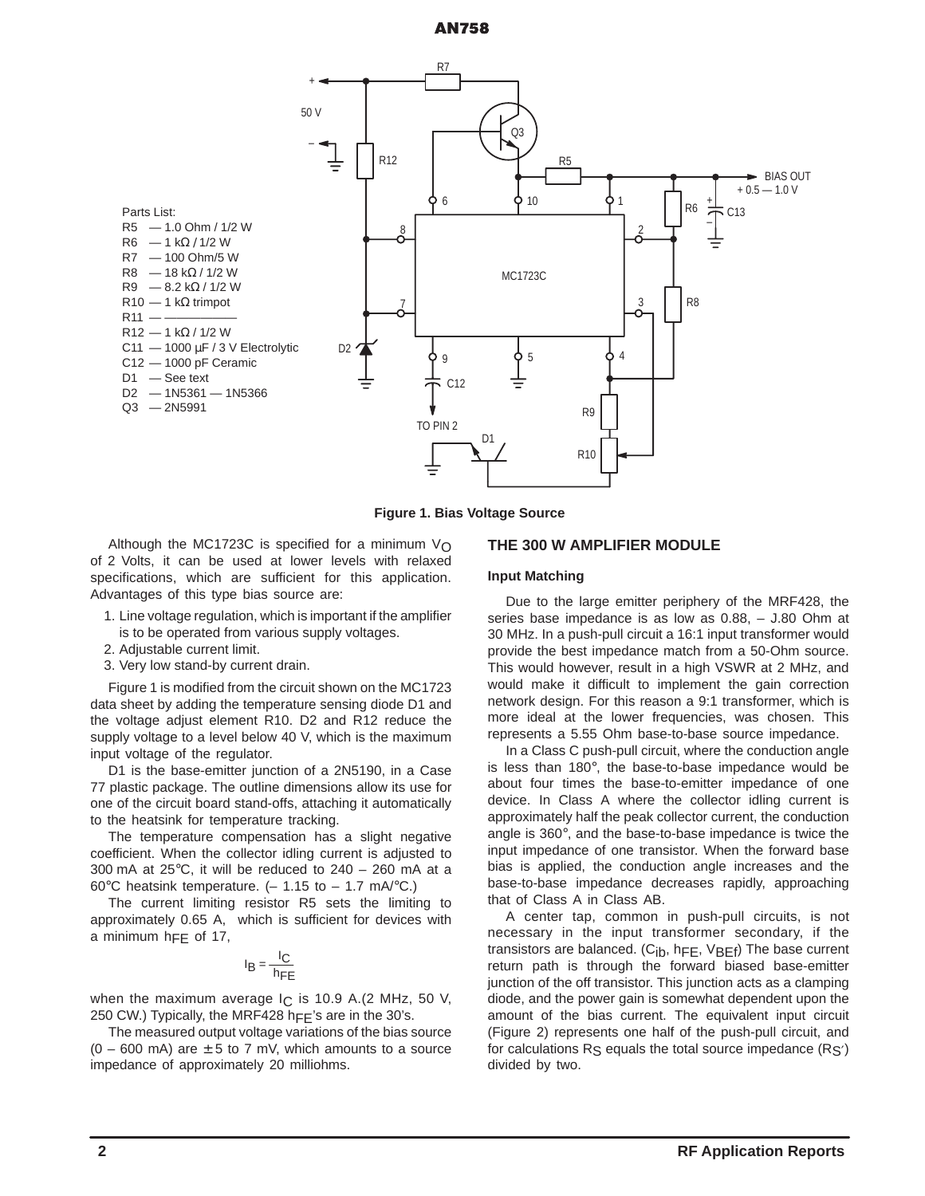Parts List:

R5 — 1.0 Ohm / 1/2 W
R6 — 1 kΩ / 1/2 W
R7 — 100 Ohm/5 W
R8 — 18 kΩ / 1/2 W
R9 — 8.2 kΩ / 1/2 W
R10 — 1 kΩ trimpot
R11 — ——————
R12 — 1 kΩ / 1/2 W
C11 — 1000 µF / 3 V Electrolytic
C12 — 1000 pF Ceramic
D1 — See text
D2 — 1N5361 — 1N5366
Q3 — 2N5991

**Figure 1. Bias Voltage Source**

Although the MC1723C is specified for a minimum $V_O$ of 2 Volts, it can be used at lower levels with relaxed specifications, which are sufficient for this application. Advantages of this type bias source are:

1. Line voltage regulation, which is important if the amplifier is to be operated from various supply voltages.
2. Adjustable current limit.
3. Very low stand-by current drain.

Figure 1 is modified from the circuit shown on the MC1723 data sheet by adding the temperature sensing diode D1 and the voltage adjust element R10. D2 and R12 reduce the supply voltage to a level below 40 V, which is the maximum input voltage of the regulator.

D1 is the base-emitter junction of a 2N5190, in a Case 77 plastic package. The outline dimensions allow its use for one of the circuit board stand-offs, attaching it automatically to the heatsink for temperature tracking.

The temperature compensation has a slight negative coefficient. When the collector idling current is adjusted to 300 mA at 25°C, it will be reduced to 240 – 260 mA at a 60°C heatsink temperature. (– 1.15 to – 1.7 mA/°C.)

The current limiting resistor R5 sets the limiting to approximately 0.65 A, which is sufficient for devices with a minimum $h_{FE}$ of 17,

$$I_B = \frac{I_C}{h_{FE}}$$

when the maximum average $I_C$ is 10.9 A.(2 MHz, 50 V, 250 CW.) Typically, the MRF428 $h_{FE}$'s are in the 30's.

The measured output voltage variations of the bias source (0 – 600 mA) are ± 5 to 7 mV, which amounts to a source impedance of approximately 20 milliohms.

## THE 300 W AMPLIFIER MODULE

### Input Matching

Due to the large emitter periphery of the MRF428, the series base impedance is as low as 0.88, – J.80 Ohm at 30 MHz. In a push-pull circuit a 16:1 input transformer would provide the best impedance match from a 50-Ohm source. This would however, result in a high VSWR at 2 MHz, and would make it difficult to implement the gain correction network design. For this reason a 9:1 transformer, which is more ideal at the lower frequencies, was chosen. This represents a 5.55 Ohm base-to-base source impedance.

In a Class C push-pull circuit, where the conduction angle is less than 180°, the base-to-base impedance would be about four times the base-to-emitter impedance of one device. In Class A where the collector idling current is approximately half the peak collector current, the conduction angle is 360°, and the base-to-base impedance is twice the input impedance of one transistor. When the forward base bias is applied, the conduction angle increases and the base-to-base impedance decreases rapidly, approaching that of Class A in Class AB.

A center tap, common in push-pull circuits, is not necessary in the input transformer secondary, if the transistors are balanced. ($C_{ib}$, $h_{FE}$, $V_{BEf}$) The base current return path is through the forward biased base-emitter junction of the off transistor. This junction acts as a clamping diode, and the power gain is somewhat dependent upon the amount of the bias current. The equivalent input circuit (Figure 2) represents one half of the push-pull circuit, and for calculations $R_S$ equals the total source impedance ($R_{S'}$) divided by two.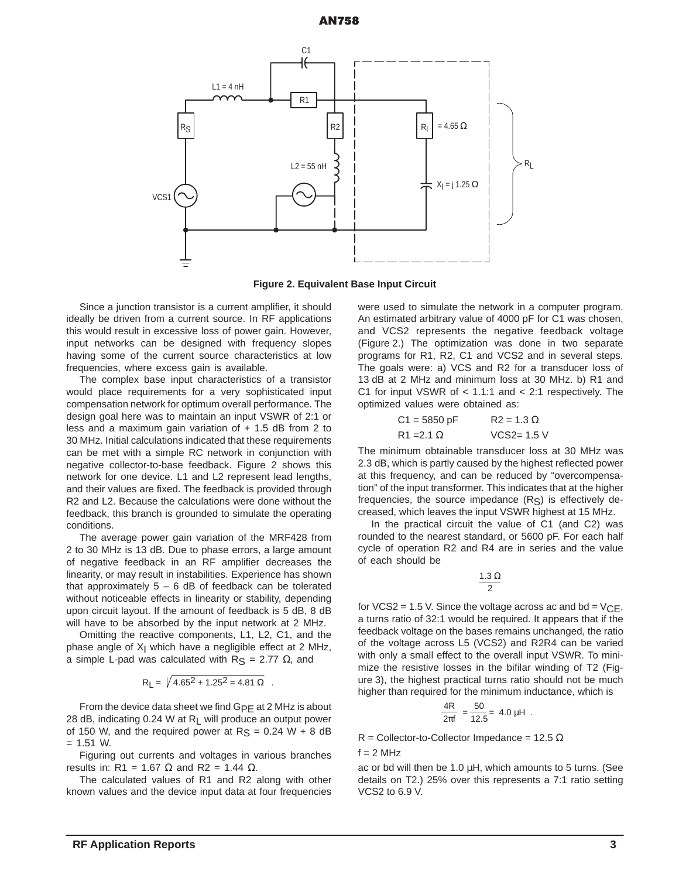**Figure 2. Equivalent Base Input Circuit**

Since a junction transistor is a current amplifier, it should ideally be driven from a current source. In RF applications this would result in excessive loss of power gain. However, input networks can be designed with frequency slopes having some of the current source characteristics at low frequencies, where excess gain is available.

The complex base input characteristics of a transistor would place requirements for a very sophisticated input compensation network for optimum overall performance. The design goal here was to maintain an input VSWR of 2:1 or less and a maximum gain variation of + 1.5 dB from 2 to 30 MHz. Initial calculations indicated that these requirements can be met with a simple RC network in conjunction with negative collector-to-base feedback. Figure 2 shows this network for one device. L1 and L2 represent lead lengths, and their values are fixed. The feedback is provided through R2 and L2. Because the calculations were done without the feedback, this branch is grounded to simulate the operating conditions.

The average power gain variation of the MRF428 from 2 to 30 MHz is 13 dB. Due to phase errors, a large amount of negative feedback in an RF amplifier decreases the linearity, or may result in instabilities. Experience has shown that approximately 5 – 6 dB of feedback can be tolerated without noticeable effects in linearity or stability, depending upon circuit layout. If the amount of feedback is 5 dB, 8 dB will have to be absorbed by the input network at 2 MHz.

Omitting the reactive components, L1, L2, C1, and the phase angle of $X_I$ which have a negligible effect at 2 MHz, a simple L-pad was calculated with $R_S$ = 2.77 Ω, and

$$R_L = \sqrt{4.65^2 + 1.25^2} = 4.81\ \Omega\ .$$

From the device data sheet we find $G_{PE}$ at 2 MHz is about 28 dB, indicating 0.24 W at $R_L$ will produce an output power of 150 W, and the required power at $R_S$ = 0.24 W + 8 dB = 1.51 W.

Figuring out currents and voltages in various branches results in: R1 = 1.67 Ω and R2 = 1.44 Ω.

The calculated values of R1 and R2 along with other known values and the device input data at four frequencies were used to simulate the network in a computer program. An estimated arbitrary value of 4000 pF for C1 was chosen, and VCS2 represents the negative feedback voltage (Figure 2.) The optimization was done in two separate programs for R1, R2, C1 and VCS2 and in several steps. The goals were: a) VCS and R2 for a transducer loss of 13 dB at 2 MHz and minimum loss at 30 MHz. b) R1 and C1 for input VSWR of < 1.1:1 and < 2:1 respectively. The optimized values were obtained as:

| | |
|---|---|
| C1 = 5850 pF | R2 = 1.3 Ω |
| R1 = 2.1 Ω | VCS2 = 1.5 V |

The minimum obtainable transducer loss at 30 MHz was 2.3 dB, which is partly caused by the highest reflected power at this frequency, and can be reduced by "overcompensation" of the input transformer. This indicates that at the higher frequencies, the source impedance ($R_S$) is effectively decreased, which leaves the input VSWR highest at 15 MHz.

In the practical circuit the value of C1 (and C2) was rounded to the nearest standard, or 5600 pF. For each half cycle of operation R2 and R4 are in series and the value of each should be

$$\frac{1.3\ \Omega}{2}$$

for VCS2 = 1.5 V. Since the voltage across ac and bd = $V_{CE}$, a turns ratio of 32:1 would be required. It appears that if the feedback voltage on the bases remains unchanged, the ratio of the voltage across L5 (VCS2) and R2R4 can be varied with only a small effect to the overall input VSWR. To minimize the resistive losses in the bifilar winding of T2 (Figure 3), the highest practical turns ratio should not be much higher than required for the minimum inductance, which is

$$\frac{4R}{2\pi f} = \frac{50}{12.5} = 4.0\ \mu H\ .$$

R = Collector-to-Collector Impedance = 12.5 Ω

f = 2 MHz

ac or bd will then be 1.0 µH, which amounts to 5 turns. (See details on T2.) 25% over this represents a 7:1 ratio setting VCS2 to 6.9 V.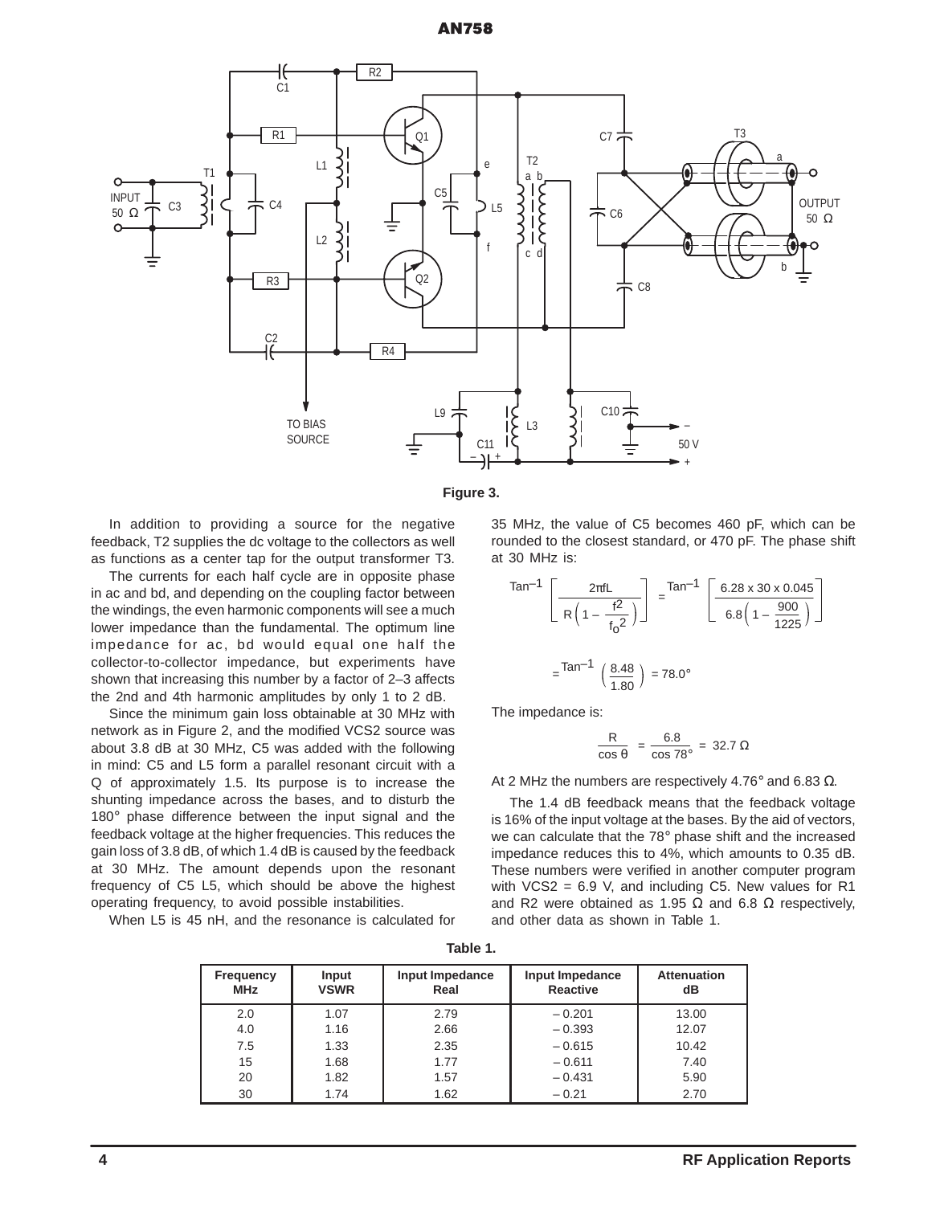Figure 3.

In addition to providing a source for the negative feedback, T2 supplies the dc voltage to the collectors as well as functions as a center tap for the output transformer T3.

The currents for each half cycle are in opposite phase in ac and bd, and depending on the coupling factor between the windings, the even harmonic components will see a much lower impedance than the fundamental. The optimum line impedance for ac, bd would equal one half the collector-to-collector impedance, but experiments have shown that increasing this number by a factor of 2–3 affects the 2nd and 4th harmonic amplitudes by only 1 to 2 dB.

Since the minimum gain loss obtainable at 30 MHz with network as in Figure 2, and the modified VCS2 source was about 3.8 dB at 30 MHz, C5 was added with the following in mind: C5 and L5 form a parallel resonant circuit with a Q of approximately 1.5. Its purpose is to increase the shunting impedance across the bases, and to disturb the 180° phase difference between the input signal and the feedback voltage at the higher frequencies. This reduces the gain loss of 3.8 dB, of which 1.4 dB is caused by the feedback at 30 MHz. The amount depends upon the resonant frequency of C5 L5, which should be above the highest operating frequency, to avoid possible instabilities.

When L5 is 45 nH, and the resonance is calculated for 35 MHz, the value of C5 becomes 460 pF, which can be rounded to the closest standard, or 470 pF. The phase shift at 30 MHz is:

$$\text{Tan}^{-1}\left[\frac{2\pi fL}{R\left(1-\dfrac{f^2}{f_o^2}\right)}\right] = \text{Tan}^{-1}\left[\frac{6.28 \times 30 \times 0.045}{6.8\left(1-\dfrac{900}{1225}\right)}\right]$$

$$= \text{Tan}^{-1}\left(\frac{8.48}{1.80}\right) = 78.0°$$

The impedance is:

$$\frac{R}{\cos\theta} = \frac{6.8}{\cos 78°} = 32.7\ \Omega$$

At 2 MHz the numbers are respectively 4.76° and 6.83 Ω.

The 1.4 dB feedback means that the feedback voltage is 16% of the input voltage at the bases. By the aid of vectors, we can calculate that the 78° phase shift and the increased impedance reduces this to 4%, which amounts to 0.35 dB. These numbers were verified in another computer program with VCS2 = 6.9 V, and including C5. New values for R1 and R2 were obtained as 1.95 Ω and 6.8 Ω respectively, and other data as shown in Table 1.

**Table 1.**

| Frequency MHz | Input VSWR | Input Impedance Real | Input Impedance Reactive | Attenuation dB |
|---|---|---|---|---|
| 2.0 | 1.07 | 2.79 | – 0.201 | 13.00 |
| 4.0 | 1.16 | 2.66 | – 0.393 | 12.07 |
| 7.5 | 1.33 | 2.35 | – 0.615 | 10.42 |
| 15 | 1.68 | 1.77 | – 0.611 | 7.40 |
| 20 | 1.82 | 1.57 | – 0.431 | 5.90 |
| 30 | 1.74 | 1.62 | – 0.21 | 2.70 |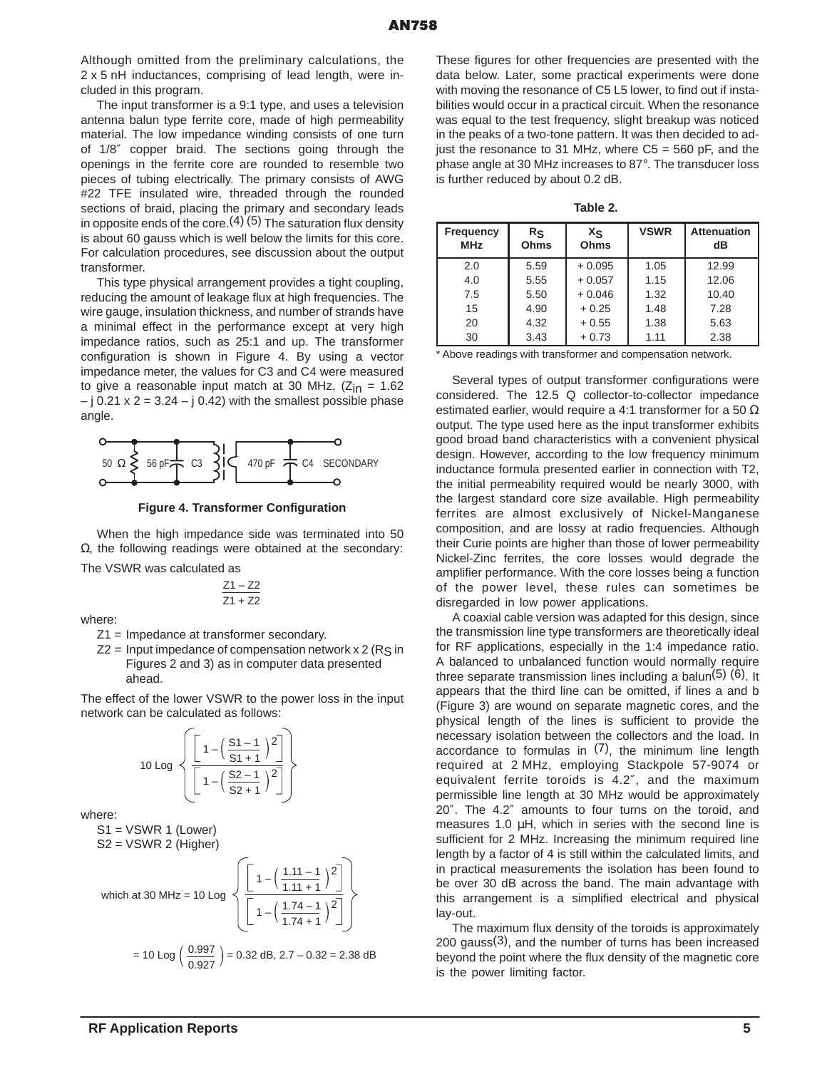Although omitted from the preliminary calculations, the 2 x 5 nH inductances, comprising of lead length, were included in this program.

The input transformer is a 9:1 type, and uses a television antenna balun type ferrite core, made of high permeability material. The low impedance winding consists of one turn of 1/8″ copper braid. The sections going through the openings in the ferrite core are rounded to resemble two pieces of tubing electrically. The primary consists of AWG #22 TFE insulated wire, threaded through the rounded sections of braid, placing the primary and secondary leads in opposite ends of the core.[4] [5] The saturation flux density is about 60 gauss which is well below the limits for this core. For calculation procedures, see discussion about the output transformer.

This type physical arrangement provides a tight coupling, reducing the amount of leakage flux at high frequencies. The wire gauge, insulation thickness, and number of strands have a minimal effect in the performance except at very high impedance ratios, such as 25:1 and up. The transformer configuration is shown in Figure 4. By using a vector impedance meter, the values for C3 and C4 were measured to give a reasonable input match at 30 MHz, ($Z_{in}$ = 1.62 – j 0.21 x 2 = 3.24 – j 0.42) with the smallest possible phase angle.

50 Ω — 56 pF C3 — 470 pF C4 SECONDARY

**Figure 4. Transformer Configuration**

When the high impedance side was terminated into 50 Ω, the following readings were obtained at the secondary:

The VSWR was calculated as

$$\frac{Z1 - Z2}{Z1 + Z2}$$

where:

Z1 = Impedance at transformer secondary.

Z2 = Input impedance of compensation network x 2 ($R_S$ in Figures 2 and 3) as in computer data presented ahead.

The effect of the lower VSWR to the power loss in the input network can be calculated as follows:

$$10 \text{ Log } \left\{ \frac{\left[ 1 - \left( \frac{S1 - 1}{S1 + 1} \right)^2 \right]}{\left[ 1 - \left( \frac{S2 - 1}{S2 + 1} \right)^2 \right]} \right\}$$

where:

S1 = VSWR 1 (Lower)

S2 = VSWR 2 (Higher)

$$\text{which at 30 MHz} = 10 \text{ Log } \left\{ \frac{\left[ 1 - \left( \frac{1.11 - 1}{1.11 + 1} \right)^2 \right]}{\left[ 1 - \left( \frac{1.74 - 1}{1.74 + 1} \right)^2 \right]} \right\}$$

$$= 10 \text{ Log } \left( \frac{0.997}{0.927} \right) = 0.32 \text{ dB, } 2.7 - 0.32 = 2.38 \text{ dB}$$

These figures for other frequencies are presented with the data below. Later, some practical experiments were done with moving the resonance of C5 L5 lower, to find out if instabilities would occur in a practical circuit. When the resonance was equal to the test frequency, slight breakup was noticed in the peaks of a two-tone pattern. It was then decided to adjust the resonance to 31 MHz, where C5 = 560 pF, and the phase angle at 30 MHz increases to 87°. The transducer loss is further reduced by about 0.2 dB.

**Table 2.**

| Frequency MHz | $R_S$ Ohms | $X_S$ Ohms | VSWR | Attenuation dB |
|---|---|---|---|---|
| 2.0 | 5.59 | + 0.095 | 1.05 | 12.99 |
| 4.0 | 5.55 | + 0.057 | 1.15 | 12.06 |
| 7.5 | 5.50 | + 0.046 | 1.32 | 10.40 |
| 15 | 4.90 | + 0.25 | 1.48 | 7.28 |
| 20 | 4.32 | + 0.55 | 1.38 | 5.63 |
| 30 | 3.43 | + 0.73 | 1.11 | 2.38 |

* Above readings with transformer and compensation network.

Several types of output transformer configurations were considered. The 12.5 Ω collector-to-collector impedance estimated earlier, would require a 4:1 transformer for a 50 Ω output. The type used here as the input transformer exhibits good broad band characteristics with a convenient physical design. However, according to the low frequency minimum inductance formula presented earlier in connection with T2, the initial permeability required would be nearly 3000, with the largest standard core size available. High permeability ferrites are almost exclusively of Nickel-Manganese composition, and are lossy at radio frequencies. Although their Curie points are higher than those of lower permeability Nickel-Zinc ferrites, the core losses would degrade the amplifier performance. With the core losses being a function of the power level, these rules can sometimes be disregarded in low power applications.

A coaxial cable version was adapted for this design, since the transmission line type transformers are theoretically ideal for RF applications, especially in the 1:4 impedance ratio. A balanced to unbalanced function would normally require three separate transmission lines including a balun[5] [6]. It appears that the third line can be omitted, if lines a and b (Figure 3) are wound on separate magnetic cores, and the physical length of the lines is sufficient to provide the necessary isolation between the collectors and the load. In accordance to formulas in [7], the minimum line length required at 2 MHz, employing Stackpole 57-9074 or equivalent ferrite toroids is 4.2″, and the maximum permissible line length at 30 MHz would be approximately 20″. The 4.2″ amounts to four turns on the toroid, and measures 1.0 µH, which in series with the second line is sufficient for 2 MHz. Increasing the minimum required line length by a factor of 4 is still within the calculated limits, and in practical measurements the isolation has been found to be over 30 dB across the band. The main advantage with this arrangement is a simplified electrical and physical lay-out.

The maximum flux density of the toroids is approximately 200 gauss[3], and the number of turns has been increased beyond the point where the flux density of the magnetic core is the power limiting factor.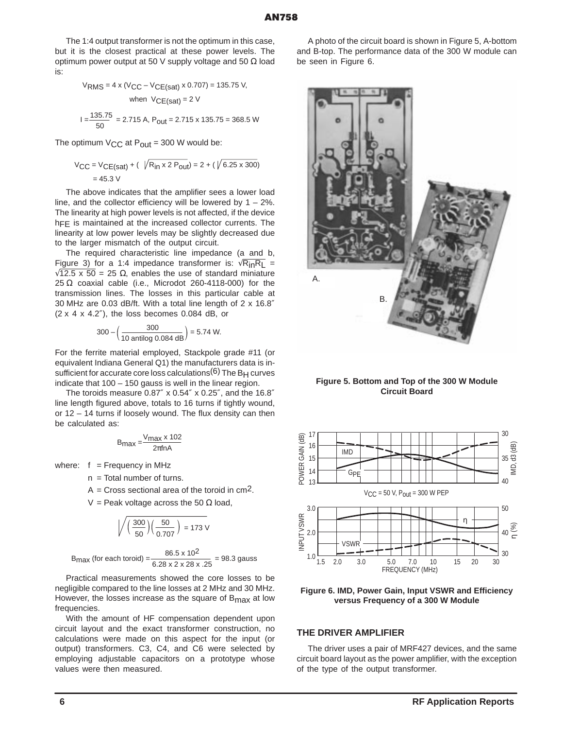The 1:4 output transformer is not the optimum in this case, but it is the closest practical at these power levels. The optimum power output at 50 V supply voltage and 50 Ω load is:

$$V_{RMS} = 4 \times (V_{CC} - V_{CE(sat)} \times 0.707) = 135.75 \text{ V},$$

$$\text{when } V_{CE(sat)} = 2 \text{ V}$$

$$I = \frac{135.75}{50} = 2.715 \text{ A}, P_{out} = 2.715 \times 135.75 = 368.5 \text{ W}$$

The optimum $V_{CC}$ at $P_{out}$ = 300 W would be:

$$V_{CC} = V_{CE(sat)} + (\sqrt{R_{in} \times 2\,P_{out}}) = 2 + (\sqrt{6.25 \times 300})$$

$$= 45.3 \text{ V}$$

The above indicates that the amplifier sees a lower load line, and the collector efficiency will be lowered by 1 – 2%. The linearity at high power levels is not affected, if the device $h_{FE}$ is maintained at the increased collector currents. The linearity at low power levels may be slightly decreased due to the larger mismatch of the output circuit.

The required characteristic line impedance (a and b, Figure 3) for a 1:4 impedance transformer is: $\sqrt{R_{in}R_L} = \sqrt{12.5 \times 50} = 25\ \Omega$, enables the use of standard miniature 25 Ω coaxial cable (i.e., Microdot 260-4118-000) for the transmission lines. The losses in this particular cable at 30 MHz are 0.03 dB/ft. With a total line length of 2 x 16.8″ (2 x 4 x 4.2″), the loss becomes 0.084 dB, or

$$300 - \left(\frac{300}{10 \text{ antilog } 0.084 \text{ dB}}\right) = 5.74 \text{ W}.$$

For the ferrite material employed, Stackpole grade #11 (or equivalent Indiana General Q1) the manufacturers data is insufficient for accurate core loss calculations[6] The $B_H$ curves indicate that 100 – 150 gauss is well in the linear region.

The toroids measure 0.87″ x 0.54″ x 0.25″, and the 16.8″ line length figured above, totals to 16 turns if tightly wound, or 12 – 14 turns if loosely wound. The flux density can then be calculated as:

$$B_{max} = \frac{V_{max} \times 10^2}{2\pi f n A}$$

where: $f$ = Frequency in MHz

$n$ = Total number of turns.

$A$ = Cross sectional area of the toroid in $cm^2$.

$V$ = Peak voltage across the 50 Ω load,

$$\sqrt{\left(\frac{300}{50}\right)\left(\frac{50}{0.707}\right)} = 173 \text{ V}$$

$$B_{max} \text{ (for each toroid)} = \frac{86.5 \times 10^2}{6.28 \times 2 \times 28 \times .25} = 98.3 \text{ gauss}$$

Practical measurements showed the core losses to be negligible compared to the line losses at 2 MHz and 30 MHz. However, the losses increase as the square of $B_{max}$ at low frequencies.

With the amount of HF compensation dependent upon circuit layout and the exact transformer construction, no calculations were made on this aspect for the input (or output) transformers. C3, C4, and C6 were selected by employing adjustable capacitors on a prototype whose values were then measured.

A photo of the circuit board is shown in Figure 5, A-bottom and B-top. The performance data of the 300 W module can be seen in Figure 6.

**Figure 5. Bottom and Top of the 300 W Module Circuit Board**

**Figure 6. IMD, Power Gain, Input VSWR and Efficiency versus Frequency of a 300 W Module**

## THE DRIVER AMPLIFIER

The driver uses a pair of MRF427 devices, and the same circuit board layout as the power amplifier, with the exception of the type of the output transformer.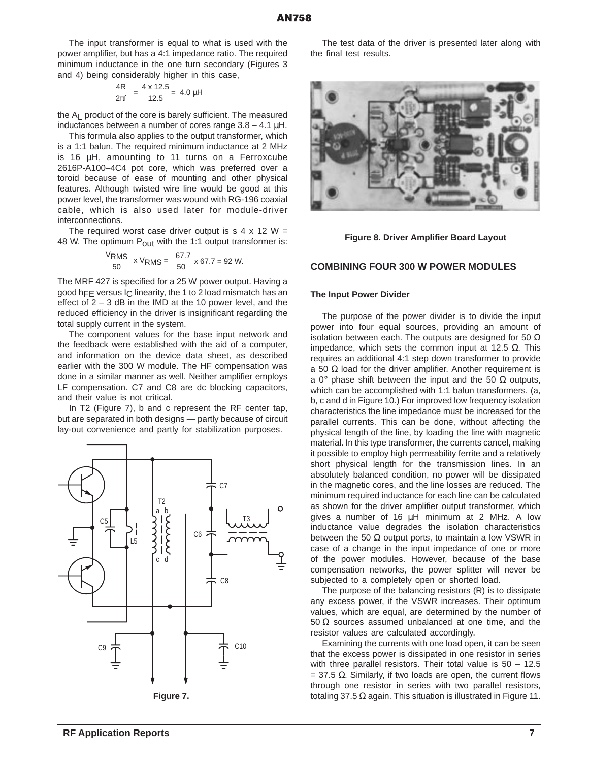The input transformer is equal to what is used with the power amplifier, but has a 4:1 impedance ratio. The required minimum inductance in the one turn secondary (Figures 3 and 4) being considerably higher in this case,

$$\frac{4R}{2\pi f} = \frac{4 \times 12.5}{12.5} = 4.0\ \mu H$$

the $A_L$ product of the core is barely sufficient. The measured inductances between a number of cores range 3.8 – 4.1 µH.

This formula also applies to the output transformer, which is a 1:1 balun. The required minimum inductance at 2 MHz is 16 µH, amounting to 11 turns on a Ferroxcube 2616P-A100–4C4 pot core, which was preferred over a toroid because of ease of mounting and other physical features. Although twisted wire line would be good at this power level, the transformer was wound with RG-196 coaxial cable, which is also used later for module-driver interconnections.

The required worst case driver output is s 4 x 12 W = 48 W. The optimum $P_{out}$ with the 1:1 output transformer is:

$$\frac{V_{RMS}}{50} \times V_{RMS} = \frac{67.7}{50} \times 67.7 = 92\ W.$$

The MRF 427 is specified for a 25 W power output. Having a good $h_{FE}$ versus $I_C$ linearity, the 1 to 2 load mismatch has an effect of 2 – 3 dB in the IMD at the 10 power level, and the reduced efficiency in the driver is insignificant regarding the total supply current in the system.

The component values for the base input network and the feedback were established with the aid of a computer, and information on the device data sheet, as described earlier with the 300 W module. The HF compensation was done in a similar manner as well. Neither amplifier employs LF compensation. C7 and C8 are dc blocking capacitors, and their value is not critical.

In T2 (Figure 7), b and c represent the RF center tap, but are separated in both designs — partly because of circuit lay-out convenience and partly for stabilization purposes.

Figure 7.

The test data of the driver is presented later along with the final test results.

Figure 8. Driver Amplifier Board Layout

## COMBINING FOUR 300 W POWER MODULES

### The Input Power Divider

The purpose of the power divider is to divide the input power into four equal sources, providing an amount of isolation between each. The outputs are designed for 50 Ω impedance, which sets the common input at 12.5 Ω. This requires an additional 4:1 step down transformer to provide a 50 Ω load for the driver amplifier. Another requirement is a 0° phase shift between the input and the 50 Ω outputs, which can be accomplished with 1:1 balun transformers. (a, b, c and d in Figure 10.) For improved low frequency isolation characteristics the line impedance must be increased for the parallel currents. This can be done, without affecting the physical length of the line, by loading the line with magnetic material. In this type transformer, the currents cancel, making it possible to employ high permeability ferrite and a relatively short physical length for the transmission lines. In an absolutely balanced condition, no power will be dissipated in the magnetic cores, and the line losses are reduced. The minimum required inductance for each line can be calculated as shown for the driver amplifier output transformer, which gives a number of 16 µH minimum at 2 MHz. A low inductance value degrades the isolation characteristics between the 50 Ω output ports, to maintain a low VSWR in case of a change in the input impedance of one or more of the power modules. However, because of the base compensation networks, the power splitter will never be subjected to a completely open or shorted load.

The purpose of the balancing resistors (R) is to dissipate any excess power, if the VSWR increases. Their optimum values, which are equal, are determined by the number of 50 Ω sources assumed unbalanced at one time, and the resistor values are calculated accordingly.

Examining the currents with one load open, it can be seen that the excess power is dissipated in one resistor in series with three parallel resistors. Their total value is 50 – 12.5 = 37.5 Ω. Similarly, if two loads are open, the current flows through one resistor in series with two parallel resistors, totaling 37.5 Ω again. This situation is illustrated in Figure 11.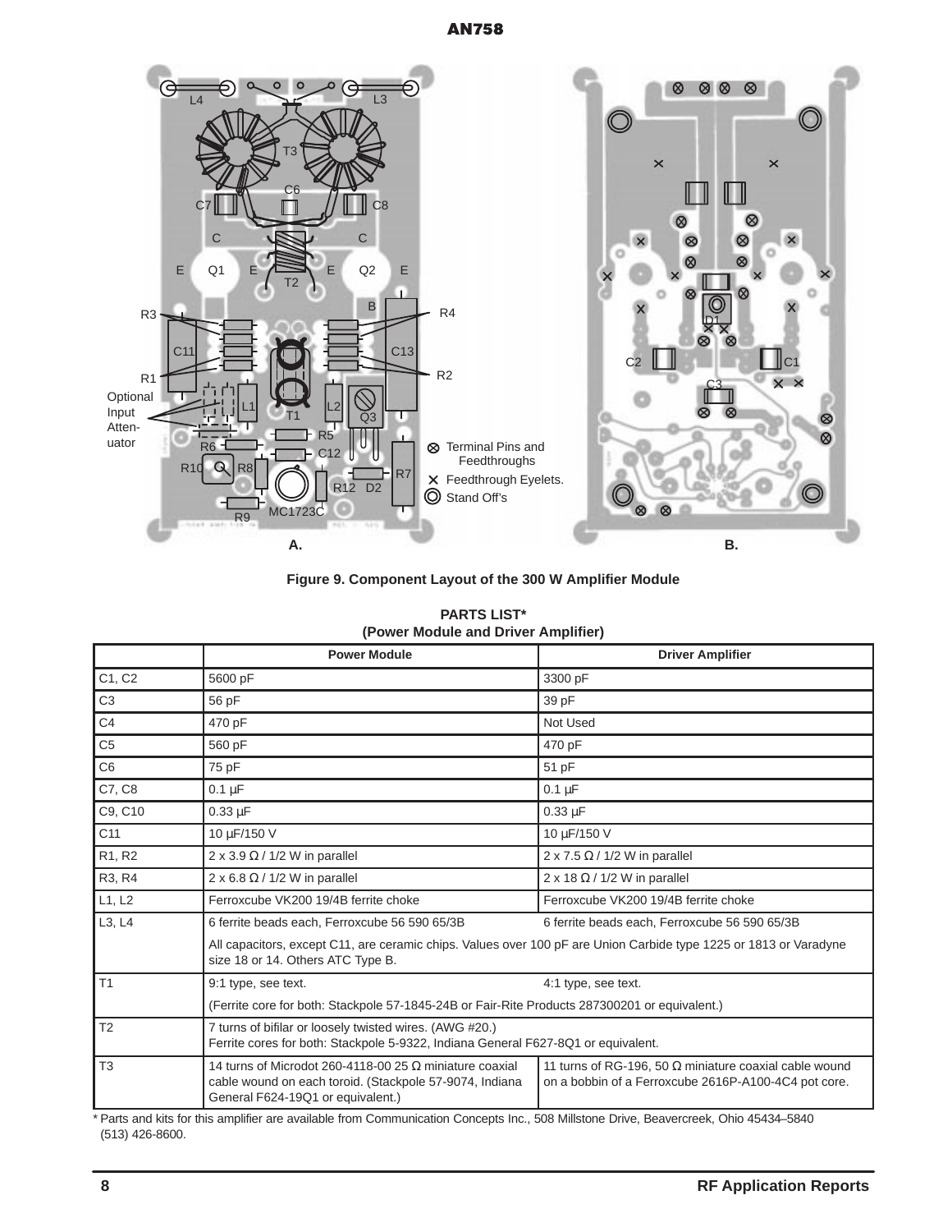**Figure 9. Component Layout of the 300 W Amplifier Module**

**PARTS LIST***
**(Power Module and Driver Amplifier)**

| | Power Module | Driver Amplifier |
|---|---|---|
| C1, C2 | 5600 pF | 3300 pF |
| C3 | 56 pF | 39 pF |
| C4 | 470 pF | Not Used |
| C5 | 560 pF | 470 pF |
| C6 | 75 pF | 51 pF |
| C7, C8 | 0.1 µF | 0.1 µF |
| C9, C10 | 0.33 µF | 0.33 µF |
| C11 | 10 µF/150 V | 10 µF/150 V |
| R1, R2 | 2 x 3.9 Ω / 1/2 W in parallel | 2 x 7.5 Ω / 1/2 W in parallel |
| R3, R4 | 2 x 6.8 Ω / 1/2 W in parallel | 2 x 18 Ω / 1/2 W in parallel |
| L1, L2 | Ferroxcube VK200 19/4B ferrite choke | Ferroxcube VK200 19/4B ferrite choke |
| L3, L4 | 6 ferrite beads each, Ferroxcube 56 590 65/3B | 6 ferrite beads each, Ferroxcube 56 590 65/3B |
| | All capacitors, except C11, are ceramic chips. Values over 100 pF are Union Carbide type 1225 or 1813 or Varadyne size 18 or 14. Others ATC Type B. | |
| T1 | 9:1 type, see text. | 4:1 type, see text. |
| | (Ferrite core for both: Stackpole 57-1845-24B or Fair-Rite Products 287300201 or equivalent.) | |
| T2 | 7 turns of bifilar or loosely twisted wires. (AWG #20.) Ferrite cores for both: Stackpole 5-9322, Indiana General F627-8Q1 or equivalent. | |
| T3 | 14 turns of Microdot 260-4118-00 25 Ω miniature coaxial cable wound on each toroid. (Stackpole 57-9074, Indiana General F624-19Q1 or equivalent.) | 11 turns of RG-196, 50 Ω miniature coaxial cable wound on a bobbin of a Ferroxcube 2616P-A100-4C4 pot core. |

\* Parts and kits for this amplifier are available from Communication Concepts Inc., 508 Millstone Drive, Beavercreek, Ohio 45434–5840 (513) 426-8600.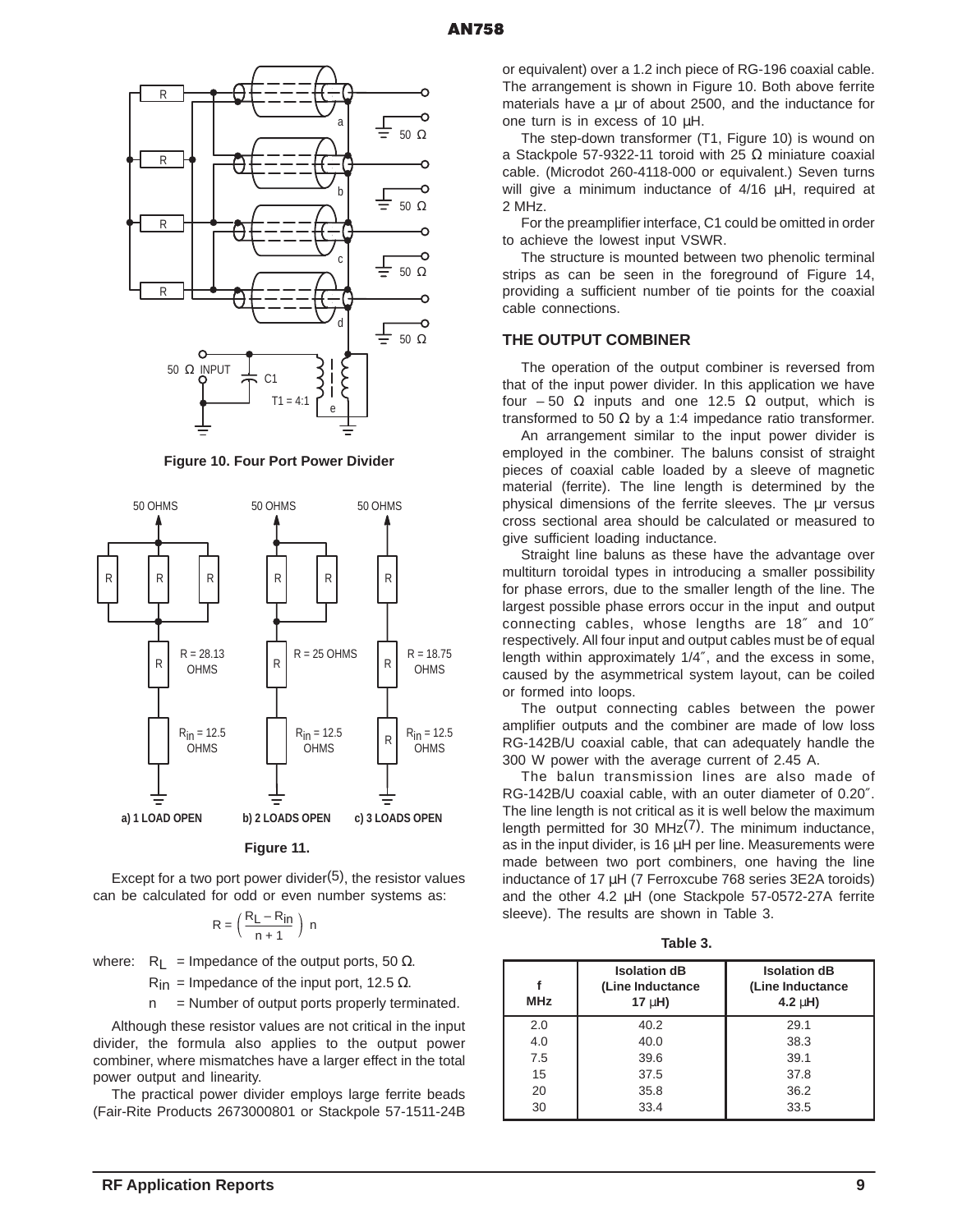**Figure 10. Four Port Power Divider**

**Figure 11.**

Except for a two port power divider[5], the resistor values can be calculated for odd or even number systems as:

$$R = \left( \frac{R_L - R_{in}}{n + 1} \right) n$$

where: $R_L$ = Impedance of the output ports, 50 Ω.

$R_{in}$ = Impedance of the input port, 12.5 Ω.

$n$ = Number of output ports properly terminated.

Although these resistor values are not critical in the input divider, the formula also applies to the output power combiner, where mismatches have a larger effect in the total power output and linearity.

The practical power divider employs large ferrite beads (Fair-Rite Products 2673000801 or Stackpole 57-1511-24B or equivalent) over a 1.2 inch piece of RG-196 coaxial cable. The arrangement is shown in Figure 10. Both above ferrite materials have a μr of about 2500, and the inductance for one turn is in excess of 10 μH.

The step-down transformer (T1, Figure 10) is wound on a Stackpole 57-9322-11 toroid with 25 Ω miniature coaxial cable. (Microdot 260-4118-000 or equivalent.) Seven turns will give a minimum inductance of 4/16 μH, required at 2 MHz.

For the preamplifier interface, C1 could be omitted in order to achieve the lowest input VSWR.

The structure is mounted between two phenolic terminal strips as can be seen in the foreground of Figure 14, providing a sufficient number of tie points for the coaxial cable connections.

## THE OUTPUT COMBINER

The operation of the output combiner is reversed from that of the input power divider. In this application we have four – 50 Ω inputs and one 12.5 Ω output, which is transformed to 50 Ω by a 1:4 impedance ratio transformer.

An arrangement similar to the input power divider is employed in the combiner. The baluns consist of straight pieces of coaxial cable loaded by a sleeve of magnetic material (ferrite). The line length is determined by the physical dimensions of the ferrite sleeves. The μr versus cross sectional area should be calculated or measured to give sufficient loading inductance.

Straight line baluns as these have the advantage over multiturn toroidal types in introducing a smaller possibility for phase errors, due to the smaller length of the line. The largest possible phase errors occur in the input and output connecting cables, whose lengths are 18″ and 10″ respectively. All four input and output cables must be of equal length within approximately 1/4″, and the excess in some, caused by the asymmetrical system layout, can be coiled or formed into loops.

The output connecting cables between the power amplifier outputs and the combiner are made of low loss RG-142B/U coaxial cable, that can adequately handle the 300 W power with the average current of 2.45 A.

The balun transmission lines are also made of RG-142B/U coaxial cable, with an outer diameter of 0.20″. The line length is not critical as it is well below the maximum length permitted for 30 MHz[7]. The minimum inductance, as in the input divider, is 16 μH per line. Measurements were made between two port combiners, one having the line inductance of 17 μH (7 Ferroxcube 768 series 3E2A toroids) and the other 4.2 μH (one Stackpole 57-0572-27A ferrite sleeve). The results are shown in Table 3.

**Table 3.**

| f MHz | Isolation dB (Line Inductance 17 μH) | Isolation dB (Line Inductance 4.2 μH) |
|---|---|---|
| 2.0 | 40.2 | 29.1 |
| 4.0 | 40.0 | 38.3 |
| 7.5 | 39.6 | 39.1 |
| 15 | 37.5 | 37.8 |
| 20 | 35.8 | 36.2 |
| 30 | 33.4 | 33.5 |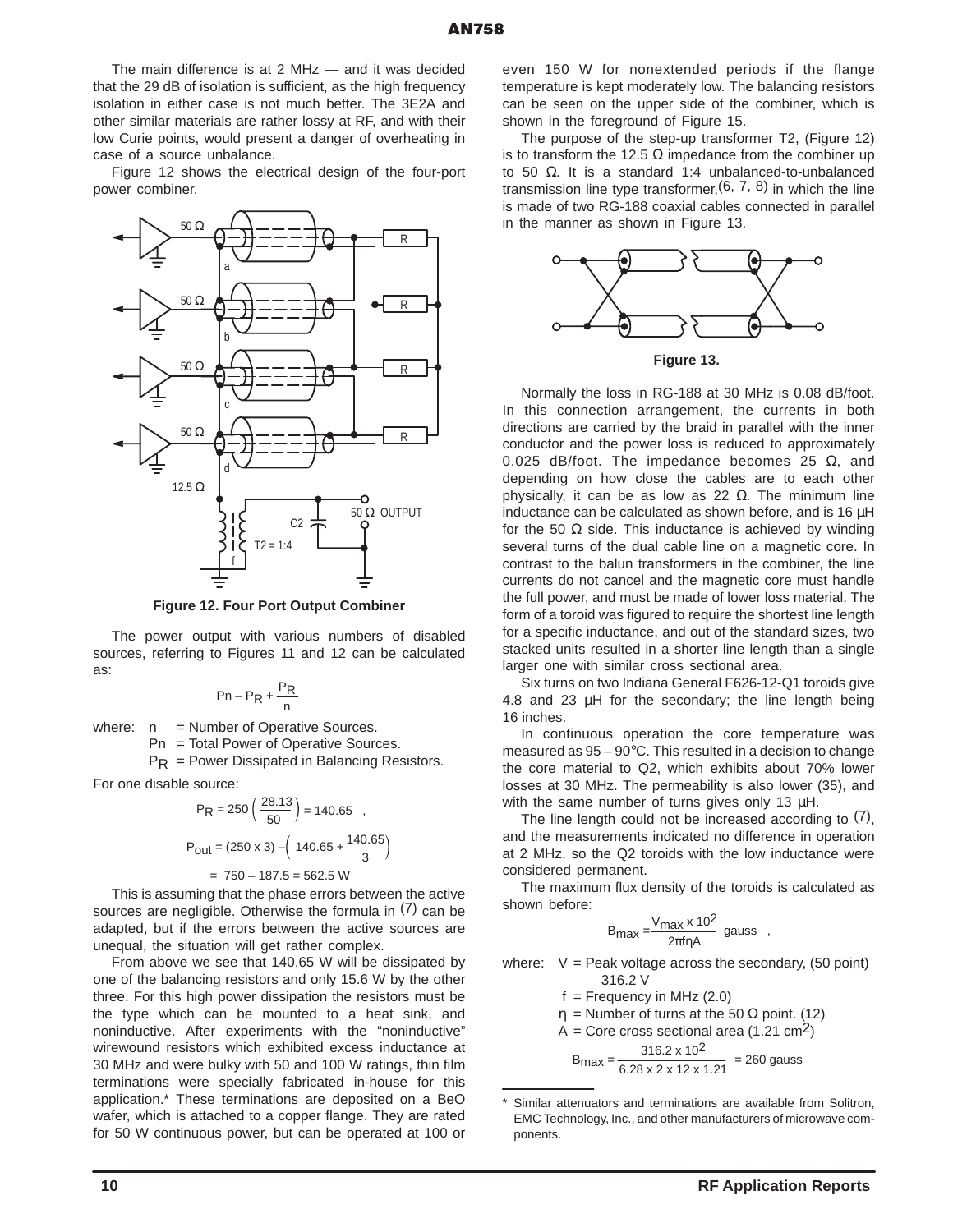The main difference is at 2 MHz — and it was decided that the 29 dB of isolation is sufficient, as the high frequency isolation in either case is not much better. The 3E2A and other similar materials are rather lossy at RF, and with their low Curie points, would present a danger of overheating in case of a source unbalance.

Figure 12 shows the electrical design of the four-port power combiner.

**Figure 12. Four Port Output Combiner**

The power output with various numbers of disabled sources, referring to Figures 11 and 12 can be calculated as:

$$P_n - P_R + \frac{P_R}{n}$$

where: n = Number of Operative Sources.
$P_n$ = Total Power of Operative Sources.
$P_R$ = Power Dissipated in Balancing Resistors.

For one disable source:

$$P_R = 250\left(\frac{28.13}{50}\right) = 140.65 \quad ,$$

$$P_{out} = (250 \times 3) - \left(140.65 + \frac{140.65}{3}\right)$$

$$= 750 - 187.5 = 562.5 \text{ W}$$

This is assuming that the phase errors between the active sources are negligible. Otherwise the formula in (7) can be adapted, but if the errors between the active sources are unequal, the situation will get rather complex.

From above we see that 140.65 W will be dissipated by one of the balancing resistors and only 15.6 W by the other three. For this high power dissipation the resistors must be the type which can be mounted to a heat sink, and noninductive. After experiments with the "noninductive" wirewound resistors which exhibited excess inductance at 30 MHz and were bulky with 50 and 100 W ratings, thin film terminations were specially fabricated in-house for this application.* These terminations are deposited on a BeO wafer, which is attached to a copper flange. They are rated for 50 W continuous power, but can be operated at 100 or even 150 W for nonextended periods if the flange temperature is kept moderately low. The balancing resistors can be seen on the upper side of the combiner, which is shown in the foreground of Figure 15.

The purpose of the step-up transformer T2, (Figure 12) is to transform the 12.5 Ω impedance from the combiner up to 50 Ω. It is a standard 1:4 unbalanced-to-unbalanced transmission line type transformer,(6, 7, 8) in which the line is made of two RG-188 coaxial cables connected in parallel in the manner as shown in Figure 13.

**Figure 13.**

Normally the loss in RG-188 at 30 MHz is 0.08 dB/foot. In this connection arrangement, the currents in both directions are carried by the braid in parallel with the inner conductor and the power loss is reduced to approximately 0.025 dB/foot. The impedance becomes 25 Ω, and depending on how close the cables are to each other physically, it can be as low as 22 Ω. The minimum line inductance can be calculated as shown before, and is 16 µH for the 50 Ω side. This inductance is achieved by winding several turns of the dual cable line on a magnetic core. In contrast to the balun transformers in the combiner, the line currents do not cancel and the magnetic core must handle the full power, and must be made of lower loss material. The form of a toroid was figured to require the shortest line length for a specific inductance, and out of the standard sizes, two stacked units resulted in a shorter line length than a single larger one with similar cross sectional area.

Six turns on two Indiana General F626-12-Q1 toroids give 4.8 and 23 µH for the secondary; the line length being 16 inches.

In continuous operation the core temperature was measured as 95 – 90°C. This resulted in a decision to change the core material to Q2, which exhibits about 70% lower losses at 30 MHz. The permeability is also lower (35), and with the same number of turns gives only 13 µH.

The line length could not be increased according to (7), and the measurements indicated no difference in operation at 2 MHz, so the Q2 toroids with the low inductance were considered permanent.

The maximum flux density of the toroids is calculated as shown before:

$$B_{max} = \frac{V_{max} \times 10^2}{2\pi f \eta A} \text{ gauss} \quad ,$$

where: V = Peak voltage across the secondary, (50 point) 316.2 V
f = Frequency in MHz (2.0)
η = Number of turns at the 50 Ω point. (12)
A = Core cross sectional area (1.21 $cm^2$)

$$B_{max} = \frac{316.2 \times 10^2}{6.28 \times 2 \times 12 \times 1.21} = 260 \text{ gauss}$$

\* Similar attenuators and terminations are available from Solitron, EMC Technology, Inc., and other manufacturers of microwave components.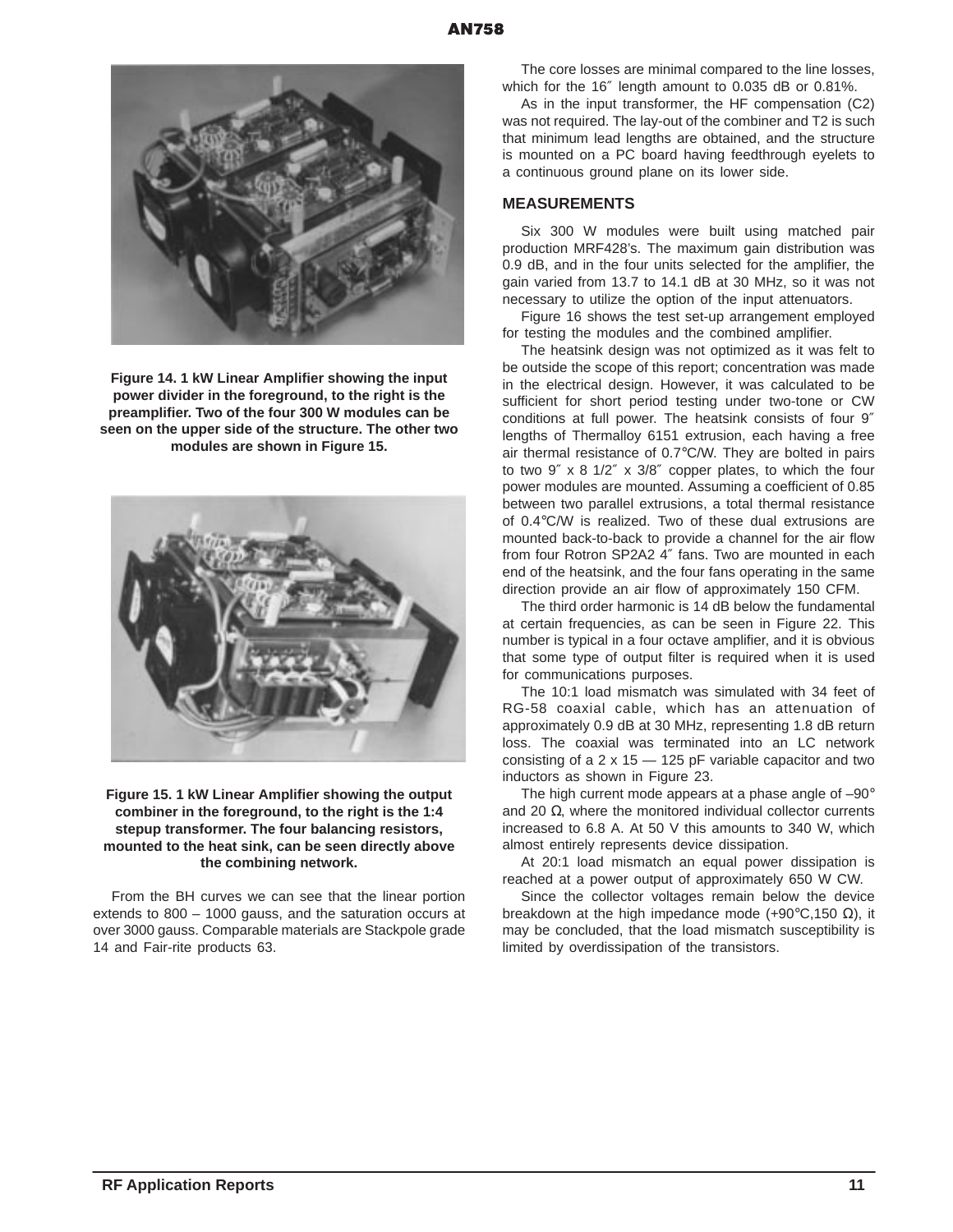Figure 14. 1 kW Linear Amplifier showing the input power divider in the foreground, to the right is the preamplifier. Two of the four 300 W modules can be seen on the upper side of the structure. The other two modules are shown in Figure 15.

Figure 15. 1 kW Linear Amplifier showing the output combiner in the foreground, to the right is the 1:4 stepup transformer. The four balancing resistors, mounted to the heat sink, can be seen directly above the combining network.

From the BH curves we can see that the linear portion extends to 800 – 1000 gauss, and the saturation occurs at over 3000 gauss. Comparable materials are Stackpole grade 14 and Fair-rite products 63.

The core losses are minimal compared to the line losses, which for the 16″ length amount to 0.035 dB or 0.81%.

As in the input transformer, the HF compensation (C2) was not required. The lay-out of the combiner and T2 is such that minimum lead lengths are obtained, and the structure is mounted on a PC board having feedthrough eyelets to a continuous ground plane on its lower side.

## MEASUREMENTS

Six 300 W modules were built using matched pair production MRF428's. The maximum gain distribution was 0.9 dB, and in the four units selected for the amplifier, the gain varied from 13.7 to 14.1 dB at 30 MHz, so it was not necessary to utilize the option of the input attenuators.

Figure 16 shows the test set-up arrangement employed for testing the modules and the combined amplifier.

The heatsink design was not optimized as it was felt to be outside the scope of this report; concentration was made in the electrical design. However, it was calculated to be sufficient for short period testing under two-tone or CW conditions at full power. The heatsink consists of four 9″ lengths of Thermalloy 6151 extrusion, each having a free air thermal resistance of 0.7°C/W. They are bolted in pairs to two 9″ x 8 1/2″ x 3/8″ copper plates, to which the four power modules are mounted. Assuming a coefficient of 0.85 between two parallel extrusions, a total thermal resistance of 0.4°C/W is realized. Two of these dual extrusions are mounted back-to-back to provide a channel for the air flow from four Rotron SP2A2 4″ fans. Two are mounted in each end of the heatsink, and the four fans operating in the same direction provide an air flow of approximately 150 CFM.

The third order harmonic is 14 dB below the fundamental at certain frequencies, as can be seen in Figure 22. This number is typical in a four octave amplifier, and it is obvious that some type of output filter is required when it is used for communications purposes.

The 10:1 load mismatch was simulated with 34 feet of RG-58 coaxial cable, which has an attenuation of approximately 0.9 dB at 30 MHz, representing 1.8 dB return loss. The coaxial was terminated into an LC network consisting of a 2 x 15 — 125 pF variable capacitor and two inductors as shown in Figure 23.

The high current mode appears at a phase angle of –90° and 20 Ω, where the monitored individual collector currents increased to 6.8 A. At 50 V this amounts to 340 W, which almost entirely represents device dissipation.

At 20:1 load mismatch an equal power dissipation is reached at a power output of approximately 650 W CW.

Since the collector voltages remain below the device breakdown at the high impedance mode (+90°C,150 Ω), it may be concluded, that the load mismatch susceptibility is limited by overdissipation of the transistors.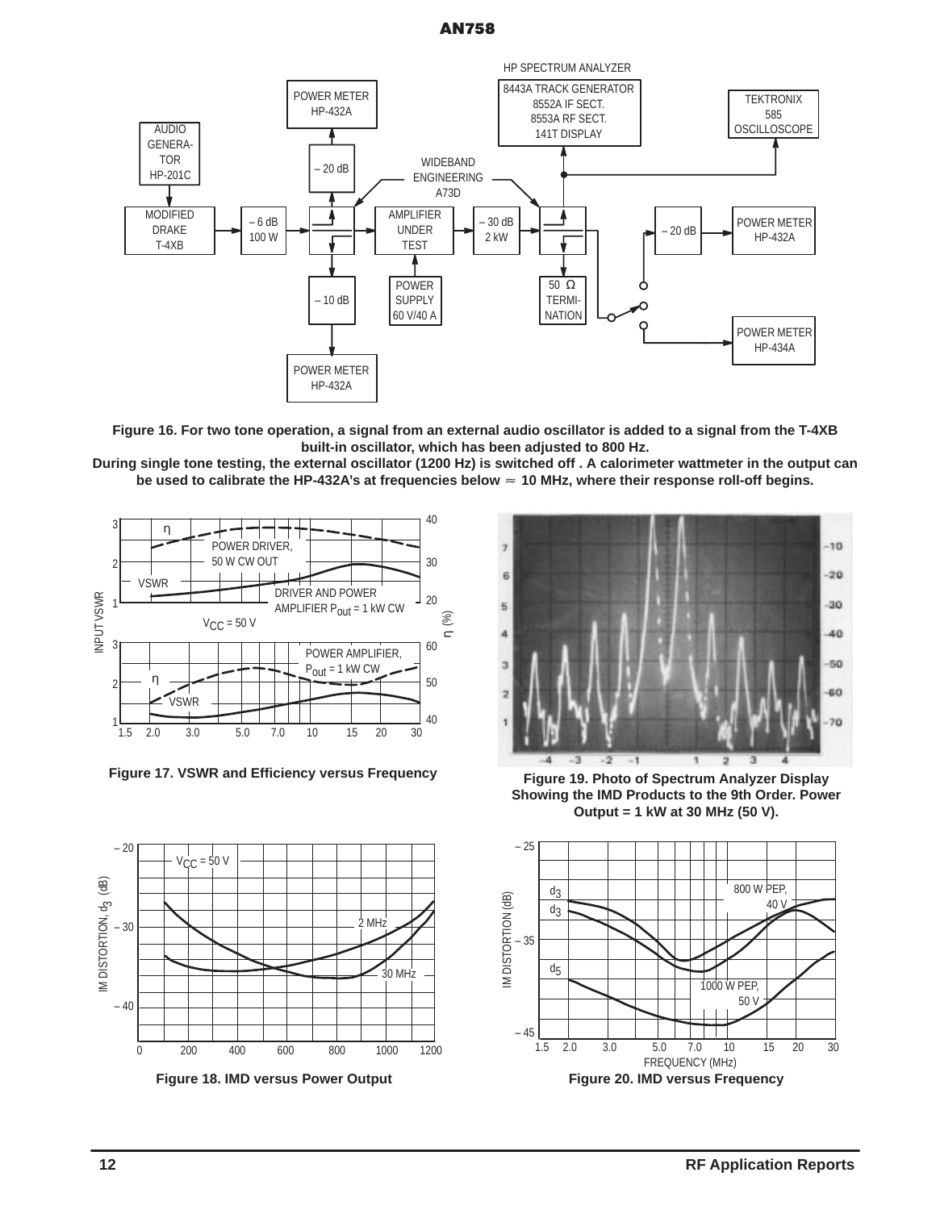Figure 16. For two tone operation, a signal from an external audio oscillator is added to a signal from the T-4XB built-in oscillator, which has been adjusted to 800 Hz. During single tone testing, the external oscillator (1200 Hz) is switched off . A calorimeter wattmeter in the output can be used to calibrate the HP-432A's at frequencies below ≈ 10 MHz, where their response roll-off begins.

Figure 17. VSWR and Efficiency versus Frequency

Figure 19. Photo of Spectrum Analyzer Display Showing the IMD Products to the 9th Order. Power Output = 1 kW at 30 MHz (50 V).

Figure 18. IMD versus Power Output

Figure 20. IMD versus Frequency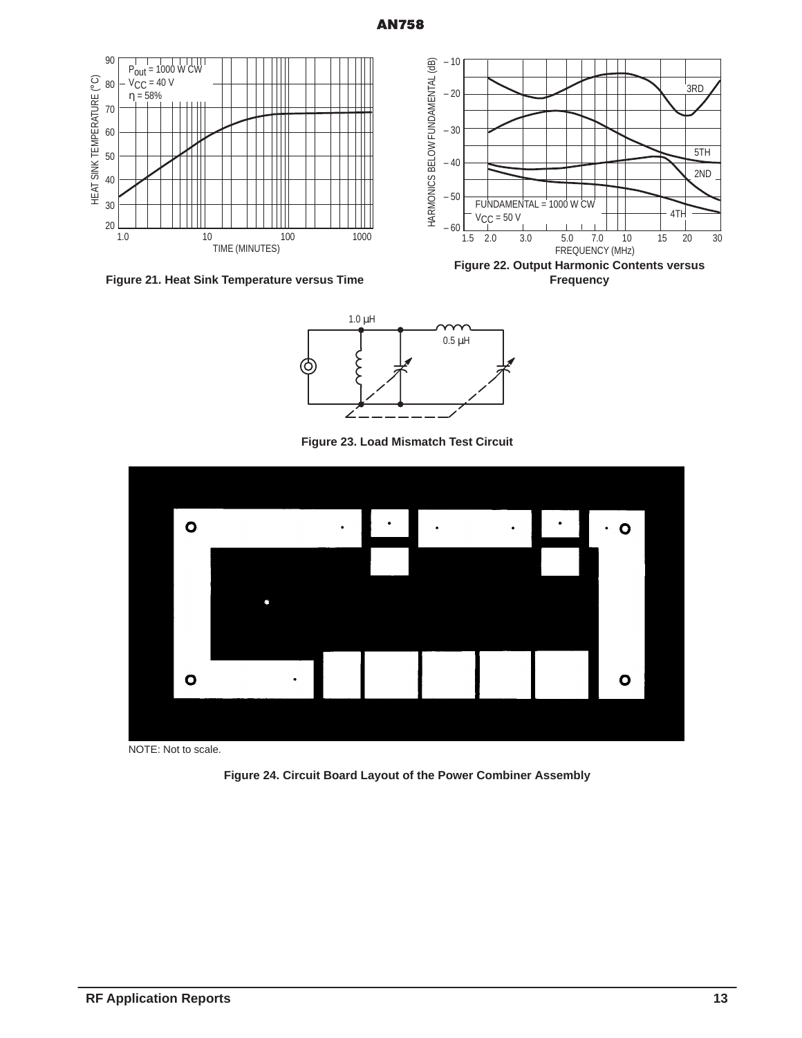Figure 21. Heat Sink Temperature versus Time

Figure 22. Output Harmonic Contents versus Frequency

Figure 23. Load Mismatch Test Circuit

NOTE: Not to scale.

Figure 24. Circuit Board Layout of the Power Combiner Assembly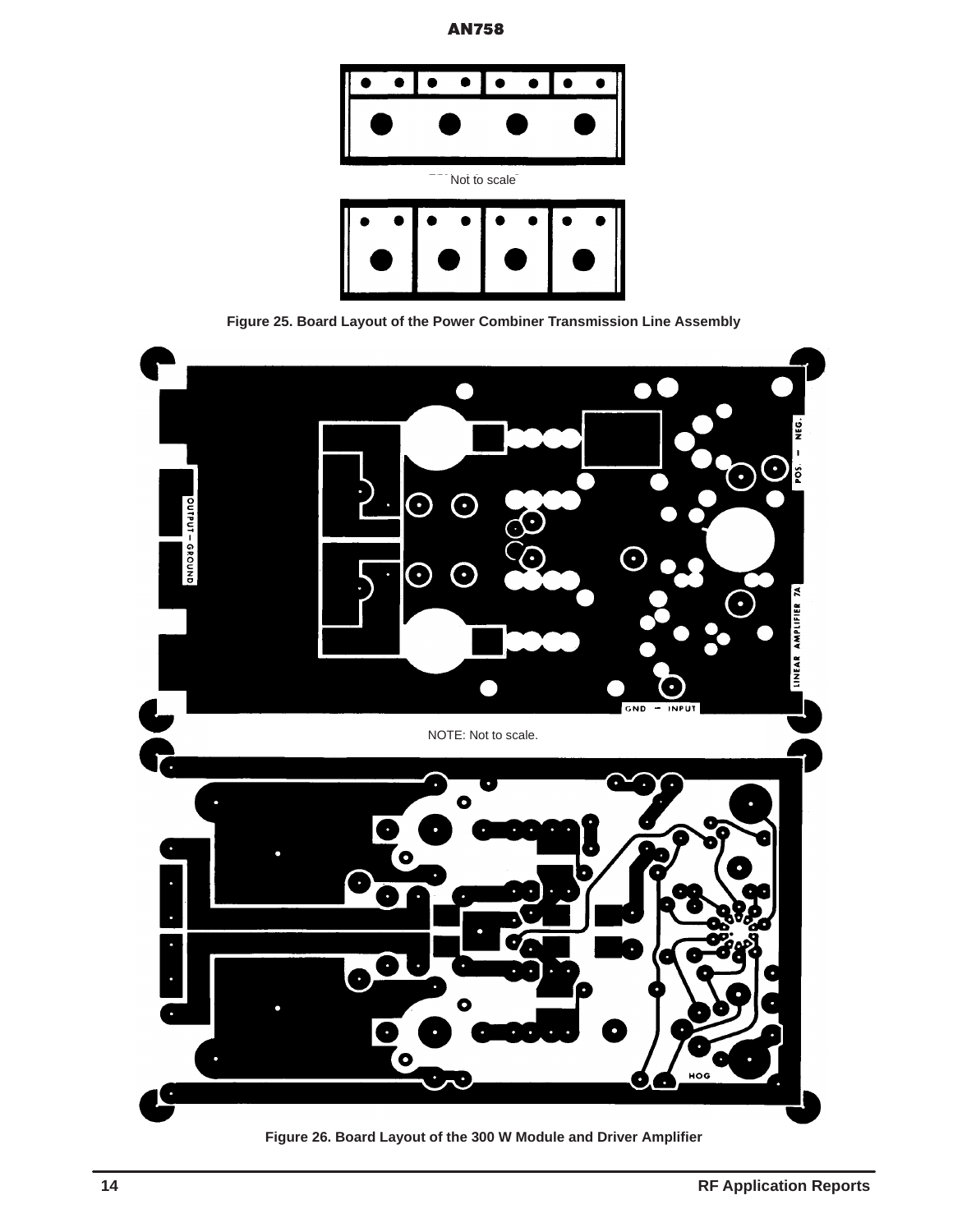Not to scale

**Figure 25. Board Layout of the Power Combiner Transmission Line Assembly**

OUTPUT – GROUND

POS. – NEG.

LINEAR AMPLIFIER 7A

GND – INPUT

NOTE: Not to scale.

HOG

**Figure 26. Board Layout of the 300 W Module and Driver Amplifier**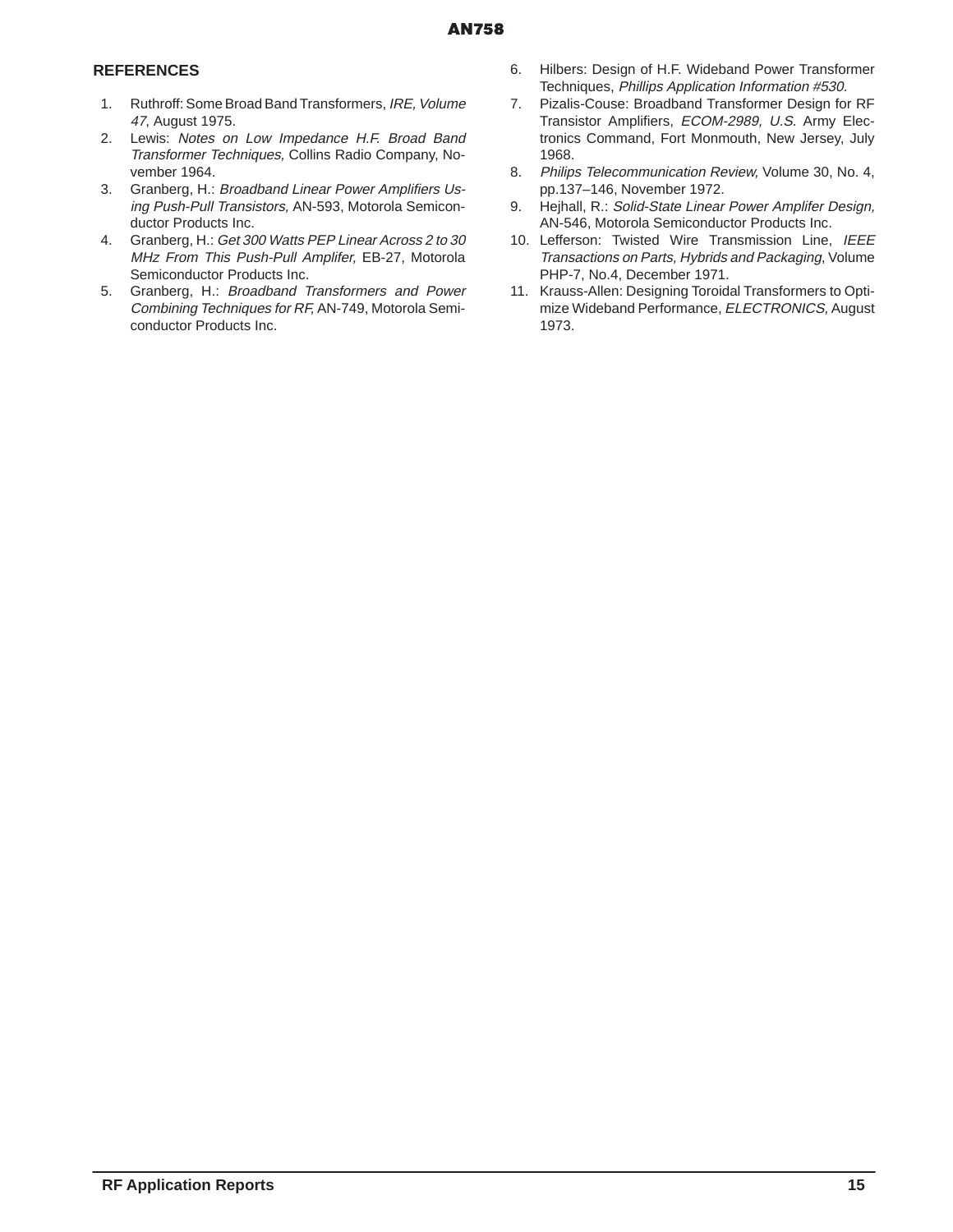## REFERENCES

1. Ruthroff: Some Broad Band Transformers, *IRE, Volume 47*, August 1975.
2. Lewis: *Notes on Low Impedance H.F. Broad Band Transformer Techniques,* Collins Radio Company, November 1964.
3. Granberg, H.: *Broadband Linear Power Amplifiers Using Push-Pull Transistors,* AN-593, Motorola Semiconductor Products Inc.
4. Granberg, H.: *Get 300 Watts PEP Linear Across 2 to 30 MHz From This Push-Pull Amplifer,* EB-27, Motorola Semiconductor Products Inc.
5. Granberg, H.: *Broadband Transformers and Power Combining Techniques for RF,* AN-749, Motorola Semiconductor Products Inc.
6. Hilbers: Design of H.F. Wideband Power Transformer Techniques, *Phillips Application Information #530.*
7. Pizalis-Couse: Broadband Transformer Design for RF Transistor Amplifiers, *ECOM-2989, U.S.* Army Electronics Command, Fort Monmouth, New Jersey, July 1968.
8. *Philips Telecommunication Review,* Volume 30, No. 4, pp.137–146, November 1972.
9. Hejhall, R.: *Solid-State Linear Power Amplifer Design,* AN-546, Motorola Semiconductor Products Inc.
10. Lefferson: Twisted Wire Transmission Line, *IEEE Transactions on Parts, Hybrids and Packaging*, Volume PHP-7, No.4, December 1971.
11. Krauss-Allen: Designing Toroidal Transformers to Optimize Wideband Performance, *ELECTRONICS,* August 1973.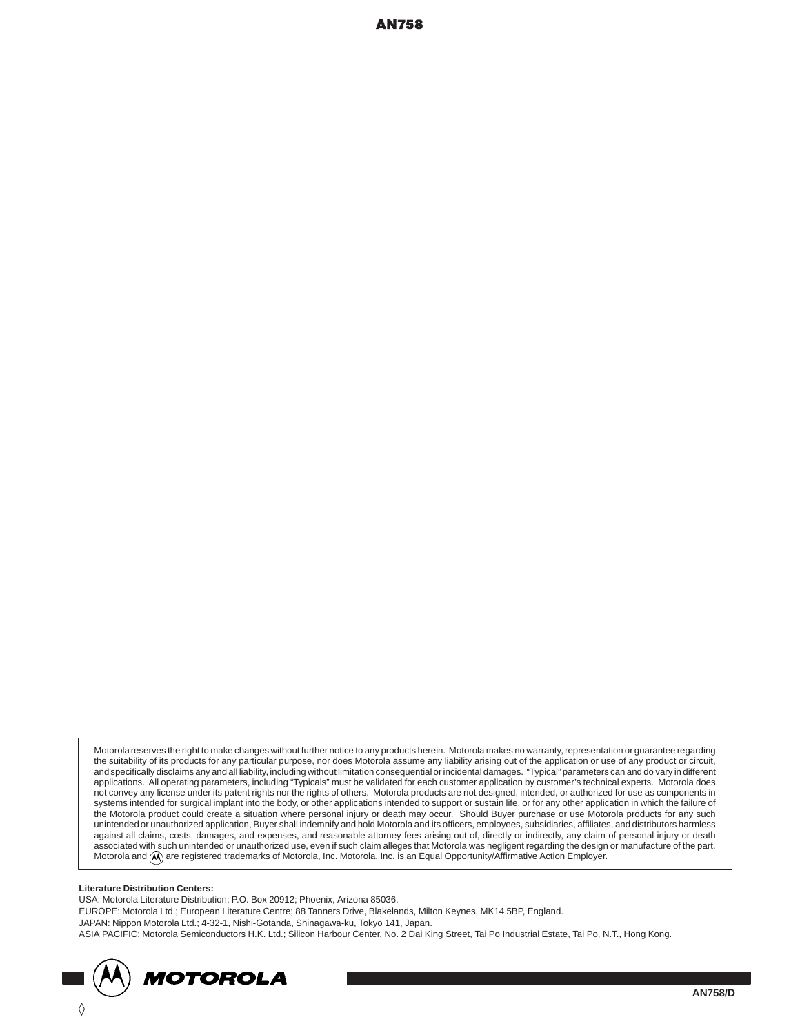Motorola reserves the right to make changes without further notice to any products herein. Motorola makes no warranty, representation or guarantee regarding the suitability of its products for any particular purpose, nor does Motorola assume any liability arising out of the application or use of any product or circuit, and specifically disclaims any and all liability, including without limitation consequential or incidental damages. "Typical" parameters can and do vary in different applications. All operating parameters, including "Typicals" must be validated for each customer application by customer's technical experts. Motorola does not convey any license under its patent rights nor the rights of others. Motorola products are not designed, intended, or authorized for use as components in systems intended for surgical implant into the body, or other applications intended to support or sustain life, or for any other application in which the failure of the Motorola product could create a situation where personal injury or death may occur. Should Buyer purchase or use Motorola products for any such unintended or unauthorized application, Buyer shall indemnify and hold Motorola and its officers, employees, subsidiaries, affiliates, and distributors harmless against all claims, costs, damages, and expenses, and reasonable attorney fees arising out of, directly or indirectly, any claim of personal injury or death associated with such unintended or unauthorized use, even if such claim alleges that Motorola was negligent regarding the design or manufacture of the part. Motorola and Ⓜ are registered trademarks of Motorola, Inc. Motorola, Inc. is an Equal Opportunity/Affirmative Action Employer.

**Literature Distribution Centers:**

USA: Motorola Literature Distribution; P.O. Box 20912; Phoenix, Arizona 85036.

EUROPE: Motorola Ltd.; European Literature Centre; 88 Tanners Drive, Blakelands, Milton Keynes, MK14 5BP, England.

JAPAN: Nippon Motorola Ltd.; 4-32-1, Nishi-Gotanda, Shinagawa-ku, Tokyo 141, Japan.

ASIA PACIFIC: Motorola Semiconductors H.K. Ltd.; Silicon Harbour Center, No. 2 Dai King Street, Tai Po Industrial Estate, Tai Po, N.T., Hong Kong.

**MOTOROLA**

**AN758/D**